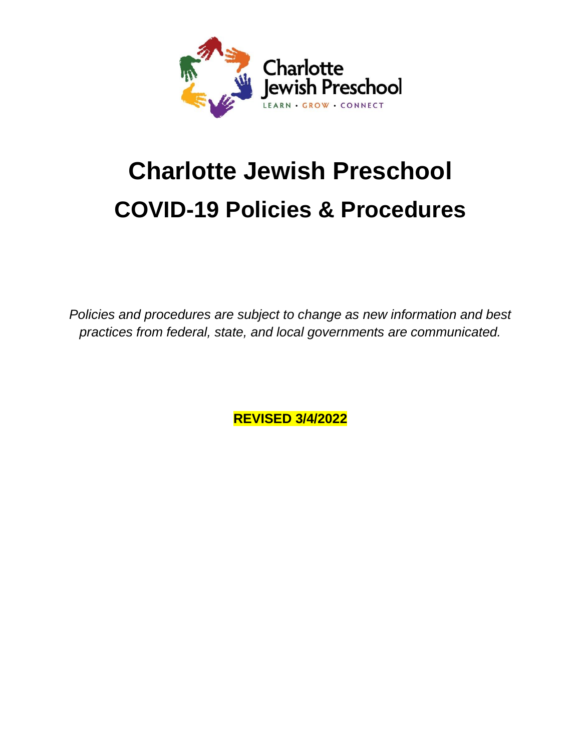Charlotte Jewish Preschool
LEARN · GROW · CONNECT

# Charlotte Jewish Preschool

# COVID-19 Policies & Procedures

*Policies and procedures are subject to change as new information and best practices from federal, state, and local governments are communicated.*

**REVISED 3/4/2022**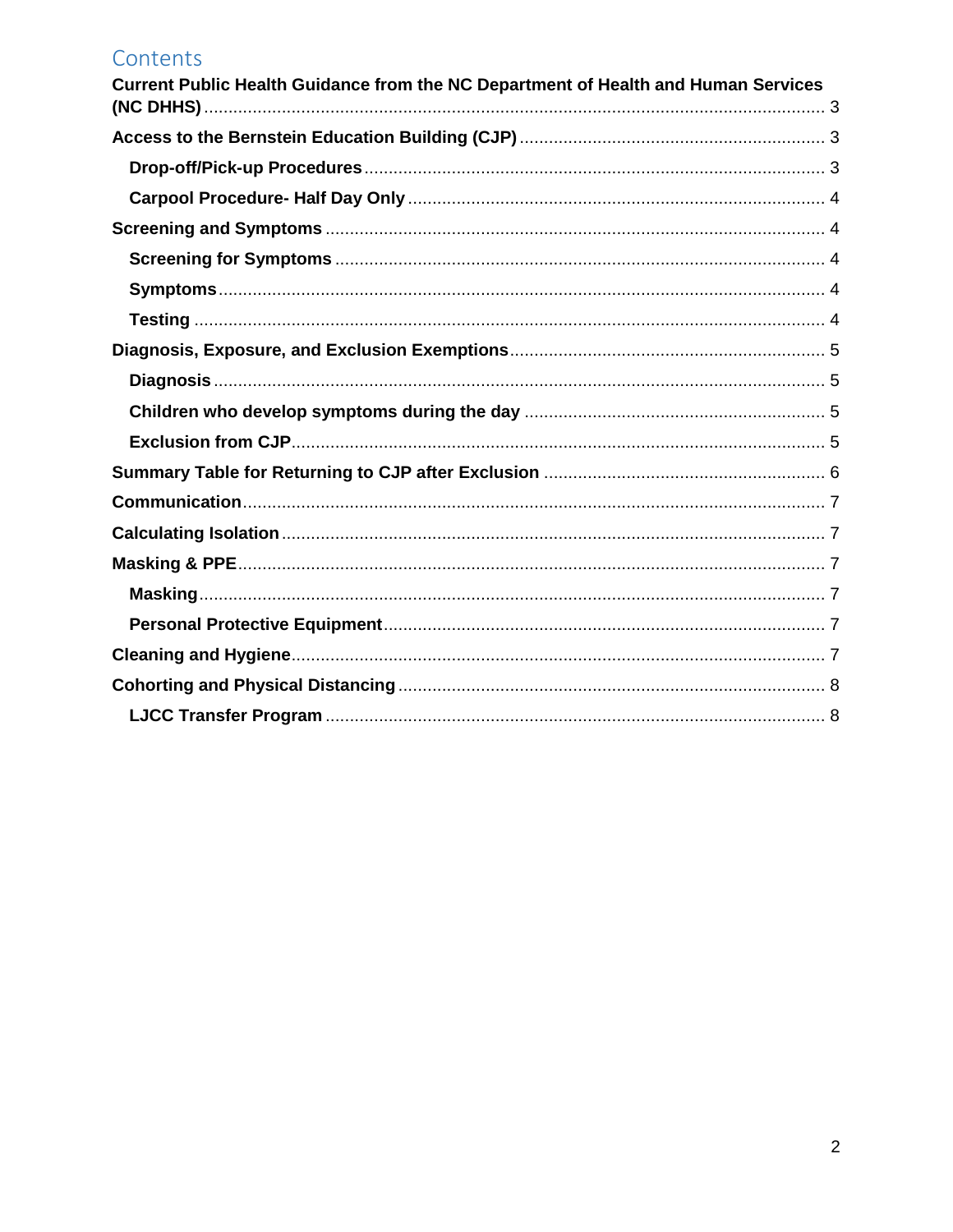# Contents

**Current Public Health Guidance from the NC Department of Health and Human Services (NC DHHS)** ..... 3

**Access to the Bernstein Education Building (CJP)** ..... 3

- **Drop-off/Pick-up Procedures** ..... 3
- **Carpool Procedure- Half Day Only** ..... 4

**Screening and Symptoms** ..... 4

- **Screening for Symptoms** ..... 4
- **Symptoms** ..... 4
- **Testing** ..... 4

**Diagnosis, Exposure, and Exclusion Exemptions** ..... 5

- **Diagnosis** ..... 5
- **Children who develop symptoms during the day** ..... 5
- **Exclusion from CJP** ..... 5

**Summary Table for Returning to CJP after Exclusion** ..... 6

**Communication** ..... 7

**Calculating Isolation** ..... 7

**Masking & PPE** ..... 7

- **Masking** ..... 7
- **Personal Protective Equipment** ..... 7

**Cleaning and Hygiene** ..... 7

**Cohorting and Physical Distancing** ..... 8

- **LJCC Transfer Program** ..... 8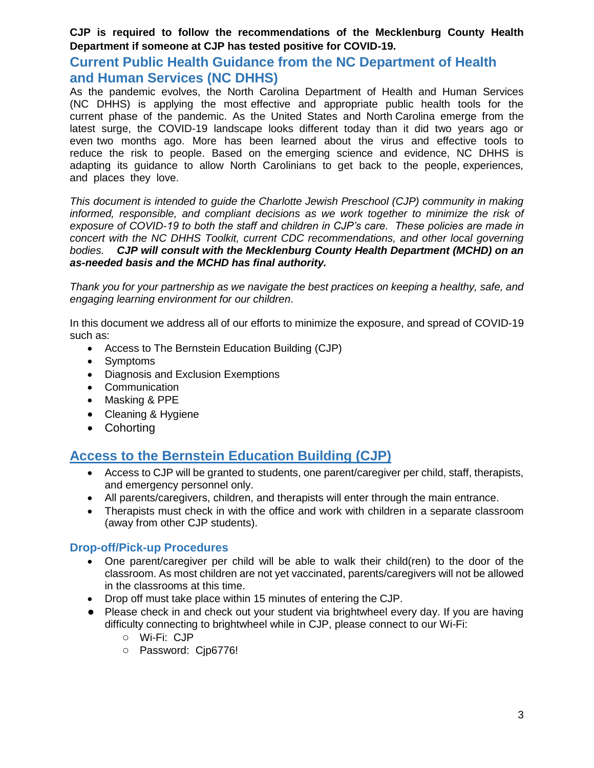**CJP is required to follow the recommendations of the Mecklenburg County Health Department if someone at CJP has tested positive for COVID-19.**

## Current Public Health Guidance from the NC Department of Health and Human Services (NC DHHS)

As the pandemic evolves, the North Carolina Department of Health and Human Services (NC DHHS) is applying the most effective and appropriate public health tools for the current phase of the pandemic. As the United States and North Carolina emerge from the latest surge, the COVID-19 landscape looks different today than it did two years ago or even two months ago. More has been learned about the virus and effective tools to reduce the risk to people. Based on the emerging science and evidence, NC DHHS is adapting its guidance to allow North Carolinians to get back to the people, experiences, and places they love.

*This document is intended to guide the Charlotte Jewish Preschool (CJP) community in making informed, responsible, and compliant decisions as we work together to minimize the risk of exposure of COVID-19 to both the staff and children in CJP's care. These policies are made in concert with the NC DHHS Toolkit, current CDC recommendations, and other local governing bodies.* ***CJP will consult with the Mecklenburg County Health Department (MCHD) on an as-needed basis and the MCHD has final authority.***

*Thank you for your partnership as we navigate the best practices on keeping a healthy, safe, and engaging learning environment for our children*.

In this document we address all of our efforts to minimize the exposure, and spread of COVID-19 such as:

- Access to The Bernstein Education Building (CJP)
- Symptoms
- Diagnosis and Exclusion Exemptions
- Communication
- Masking & PPE
- Cleaning & Hygiene
- Cohorting

## Access to the Bernstein Education Building (CJP)

- Access to CJP will be granted to students, one parent/caregiver per child, staff, therapists, and emergency personnel only.
- All parents/caregivers, children, and therapists will enter through the main entrance.
- Therapists must check in with the office and work with children in a separate classroom (away from other CJP students).

### Drop-off/Pick-up Procedures

- One parent/caregiver per child will be able to walk their child(ren) to the door of the classroom. As most children are not yet vaccinated, parents/caregivers will not be allowed in the classrooms at this time.
- Drop off must take place within 15 minutes of entering the CJP.
- Please check in and check out your student via brightwheel every day. If you are having difficulty connecting to brightwheel while in CJP, please connect to our Wi-Fi:
  - Wi-Fi: CJP
  - Password: Cjp6776!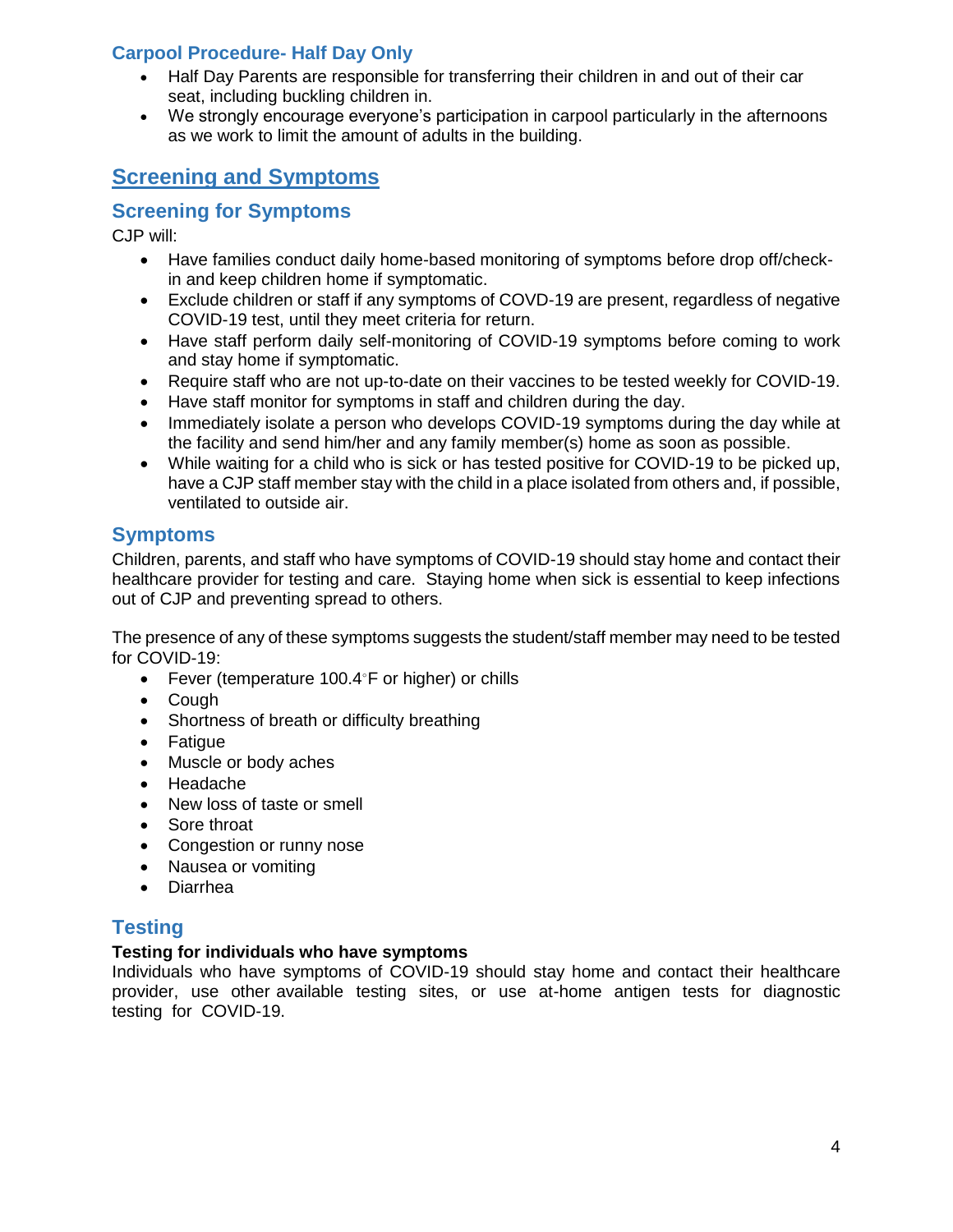### Carpool Procedure- Half Day Only

- Half Day Parents are responsible for transferring their children in and out of their car seat, including buckling children in.
- We strongly encourage everyone's participation in carpool particularly in the afternoons as we work to limit the amount of adults in the building.

## Screening and Symptoms

### Screening for Symptoms

CJP will:

- Have families conduct daily home-based monitoring of symptoms before drop off/check-in and keep children home if symptomatic.
- Exclude children or staff if any symptoms of COVD-19 are present, regardless of negative COVID-19 test, until they meet criteria for return.
- Have staff perform daily self-monitoring of COVID-19 symptoms before coming to work and stay home if symptomatic.
- Require staff who are not up-to-date on their vaccines to be tested weekly for COVID-19.
- Have staff monitor for symptoms in staff and children during the day.
- Immediately isolate a person who develops COVID-19 symptoms during the day while at the facility and send him/her and any family member(s) home as soon as possible.
- While waiting for a child who is sick or has tested positive for COVID-19 to be picked up, have a CJP staff member stay with the child in a place isolated from others and, if possible, ventilated to outside air.

### Symptoms

Children, parents, and staff who have symptoms of COVID-19 should stay home and contact their healthcare provider for testing and care. Staying home when sick is essential to keep infections out of CJP and preventing spread to others.

The presence of any of these symptoms suggests the student/staff member may need to be tested for COVID-19:

- Fever (temperature 100.4◦F or higher) or chills
- Cough
- Shortness of breath or difficulty breathing
- Fatigue
- Muscle or body aches
- Headache
- New loss of taste or smell
- Sore throat
- Congestion or runny nose
- Nausea or vomiting
- Diarrhea

### Testing

**Testing for individuals who have symptoms**

Individuals who have symptoms of COVID-19 should stay home and contact their healthcare provider, use other available testing sites, or use at-home antigen tests for diagnostic testing for COVID-19.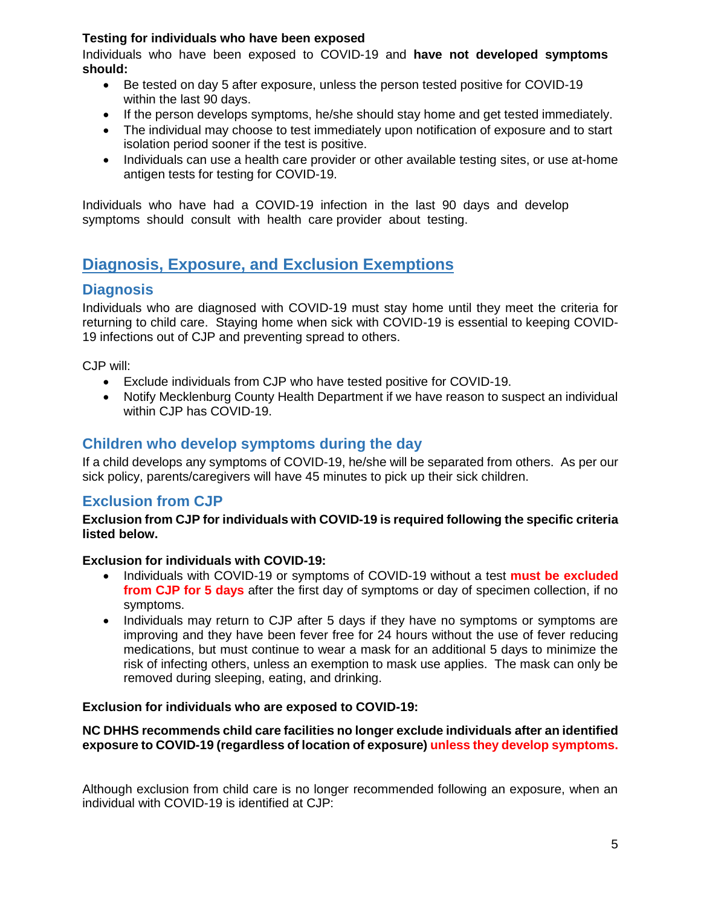**Testing for individuals who have been exposed**

Individuals who have been exposed to COVID-19 and **have not developed symptoms should:**

- Be tested on day 5 after exposure, unless the person tested positive for COVID-19 within the last 90 days.
- If the person develops symptoms, he/she should stay home and get tested immediately.
- The individual may choose to test immediately upon notification of exposure and to start isolation period sooner if the test is positive.
- Individuals can use a health care provider or other available testing sites, or use at-home antigen tests for testing for COVID-19.

Individuals who have had a COVID-19 infection in the last 90 days and develop symptoms should consult with health care provider about testing.

## Diagnosis, Exposure, and Exclusion Exemptions

### Diagnosis

Individuals who are diagnosed with COVID-19 must stay home until they meet the criteria for returning to child care. Staying home when sick with COVID-19 is essential to keeping COVID-19 infections out of CJP and preventing spread to others.

CJP will:

- Exclude individuals from CJP who have tested positive for COVID-19.
- Notify Mecklenburg County Health Department if we have reason to suspect an individual within CJP has COVID-19.

### Children who develop symptoms during the day

If a child develops any symptoms of COVID-19, he/she will be separated from others. As per our sick policy, parents/caregivers will have 45 minutes to pick up their sick children.

### Exclusion from CJP

**Exclusion from CJP for individuals with COVID-19 is required following the specific criteria listed below.**

**Exclusion for individuals with COVID-19:**

- Individuals with COVID-19 or symptoms of COVID-19 without a test **must be excluded from CJP for 5 days** after the first day of symptoms or day of specimen collection, if no symptoms.
- Individuals may return to CJP after 5 days if they have no symptoms or symptoms are improving and they have been fever free for 24 hours without the use of fever reducing medications, but must continue to wear a mask for an additional 5 days to minimize the risk of infecting others, unless an exemption to mask use applies. The mask can only be removed during sleeping, eating, and drinking.

**Exclusion for individuals who are exposed to COVID-19:**

**NC DHHS recommends child care facilities no longer exclude individuals after an identified exposure to COVID-19 (regardless of location of exposure) unless they develop symptoms.**

Although exclusion from child care is no longer recommended following an exposure, when an individual with COVID-19 is identified at CJP: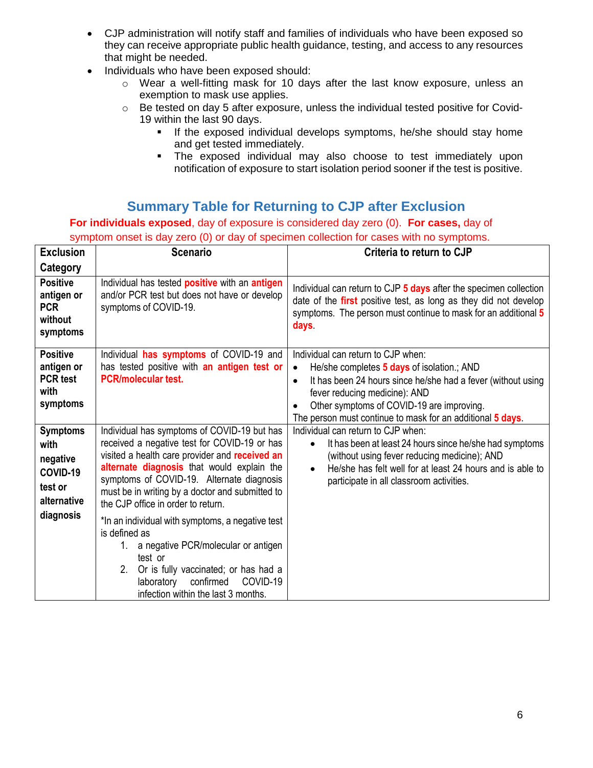- CJP administration will notify staff and families of individuals who have been exposed so they can receive appropriate public health guidance, testing, and access to any resources that might be needed.
- Individuals who have been exposed should:
  - Wear a well-fitting mask for 10 days after the last know exposure, unless an exemption to mask use applies.
  - Be tested on day 5 after exposure, unless the individual tested positive for Covid-19 within the last 90 days.
    - If the exposed individual develops symptoms, he/she should stay home and get tested immediately.
    - The exposed individual may also choose to test immediately upon notification of exposure to start isolation period sooner if the test is positive.

## Summary Table for Returning to CJP after Exclusion

**For individuals exposed**, day of exposure is considered day zero (0). **For cases,** day of symptom onset is day zero (0) or day of specimen collection for cases with no symptoms.

| Exclusion Category | Scenario | Criteria to return to CJP |
|---|---|---|
| **Positive antigen or PCR without symptoms** | Individual has tested **positive** with an **antigen** and/or PCR test but does not have or develop symptoms of COVID-19. | Individual can return to CJP **5 days** after the specimen collection date of the **first** positive test, as long as they did not develop symptoms. The person must continue to mask for an additional **5 days**. |
| **Positive antigen or PCR test with symptoms** | Individual **has symptoms** of COVID-19 and has tested positive with **an antigen test or PCR/molecular test.** | Individual can return to CJP when:<br>• He/she completes **5 days** of isolation.; AND<br>• It has been 24 hours since he/she had a fever (without using fever reducing medicine): AND<br>• Other symptoms of COVID-19 are improving.<br>The person must continue to mask for an additional **5 days**. |
| **Symptoms with negative COVID-19 test or alternative diagnosis** | Individual has symptoms of COVID-19 but has received a negative test for COVID-19 or has visited a health care provider and **received an alternate diagnosis** that would explain the symptoms of COVID-19. Alternate diagnosis must be in writing by a doctor and submitted to the CJP office in order to return.<br><br>*In an individual with symptoms, a negative test is defined as<br>1. a negative PCR/molecular or antigen test or<br>2. Or is fully vaccinated; or has had a laboratory confirmed COVID-19 infection within the last 3 months. | Individual can return to CJP when:<br>• It has been at least 24 hours since he/she had symptoms (without using fever reducing medicine); AND<br>• He/she has felt well for at least 24 hours and is able to participate in all classroom activities. |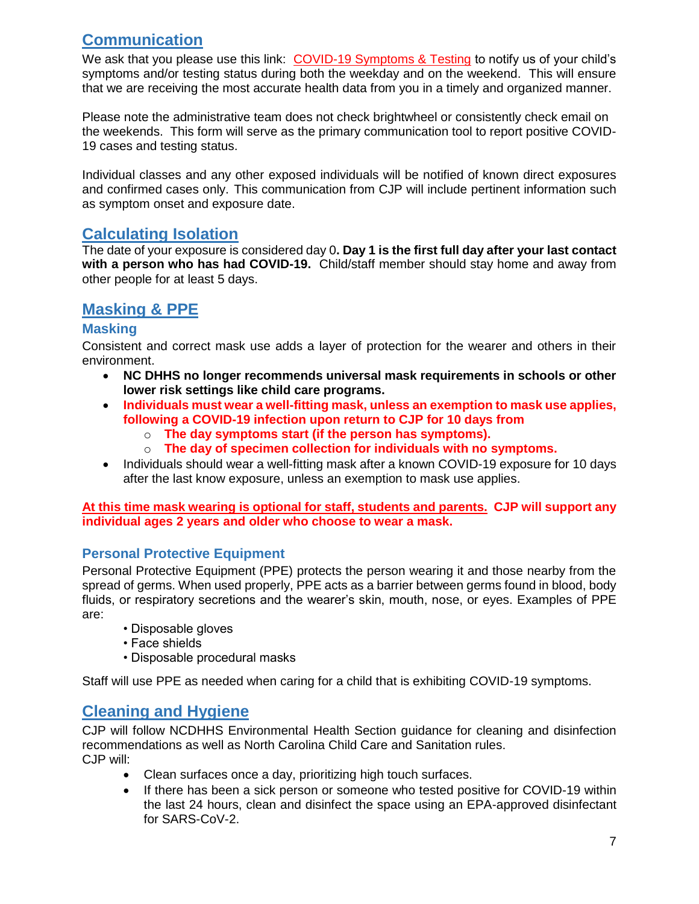## Communication

We ask that you please use this link: COVID-19 Symptoms & Testing to notify us of your child's symptoms and/or testing status during both the weekday and on the weekend. This will ensure that we are receiving the most accurate health data from you in a timely and organized manner.

Please note the administrative team does not check brightwheel or consistently check email on the weekends. This form will serve as the primary communication tool to report positive COVID-19 cases and testing status.

Individual classes and any other exposed individuals will be notified of known direct exposures and confirmed cases only. This communication from CJP will include pertinent information such as symptom onset and exposure date.

## Calculating Isolation

The date of your exposure is considered day 0**. Day 1 is the first full day after your last contact with a person who has had COVID-19.** Child/staff member should stay home and away from other people for at least 5 days.

## Masking & PPE

### Masking

Consistent and correct mask use adds a layer of protection for the wearer and others in their environment.

- **NC DHHS no longer recommends universal mask requirements in schools or other lower risk settings like child care programs.**
- **Individuals must wear a well-fitting mask, unless an exemption to mask use applies, following a COVID-19 infection upon return to CJP for 10 days from**
  - **The day symptoms start (if the person has symptoms).**
  - **The day of specimen collection for individuals with no symptoms.**
- Individuals should wear a well-fitting mask after a known COVID-19 exposure for 10 days after the last know exposure, unless an exemption to mask use applies.

**At this time mask wearing is optional for staff, students and parents. CJP will support any individual ages 2 years and older who choose to wear a mask.**

### Personal Protective Equipment

Personal Protective Equipment (PPE) protects the person wearing it and those nearby from the spread of germs. When used properly, PPE acts as a barrier between germs found in blood, body fluids, or respiratory secretions and the wearer's skin, mouth, nose, or eyes. Examples of PPE are:

- Disposable gloves
- Face shields
- Disposable procedural masks

Staff will use PPE as needed when caring for a child that is exhibiting COVID-19 symptoms.

## Cleaning and Hygiene

CJP will follow NCDHHS Environmental Health Section guidance for cleaning and disinfection recommendations as well as North Carolina Child Care and Sanitation rules.
CJP will:

- Clean surfaces once a day, prioritizing high touch surfaces.
- If there has been a sick person or someone who tested positive for COVID-19 within the last 24 hours, clean and disinfect the space using an EPA-approved disinfectant for SARS-CoV-2.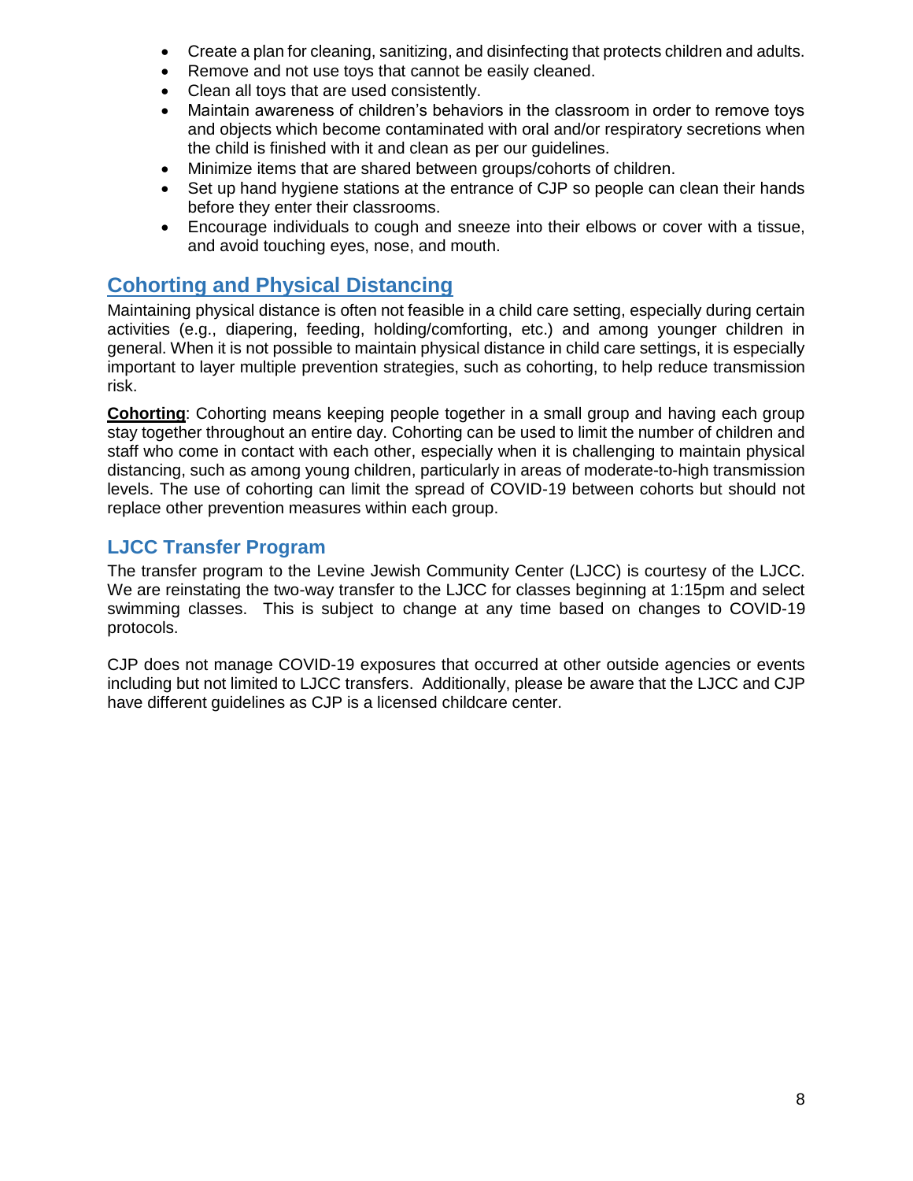- Create a plan for cleaning, sanitizing, and disinfecting that protects children and adults.
- Remove and not use toys that cannot be easily cleaned.
- Clean all toys that are used consistently.
- Maintain awareness of children's behaviors in the classroom in order to remove toys and objects which become contaminated with oral and/or respiratory secretions when the child is finished with it and clean as per our guidelines.
- Minimize items that are shared between groups/cohorts of children.
- Set up hand hygiene stations at the entrance of CJP so people can clean their hands before they enter their classrooms.
- Encourage individuals to cough and sneeze into their elbows or cover with a tissue, and avoid touching eyes, nose, and mouth.

## Cohorting and Physical Distancing

Maintaining physical distance is often not feasible in a child care setting, especially during certain activities (e.g., diapering, feeding, holding/comforting, etc.) and among younger children in general. When it is not possible to maintain physical distance in child care settings, it is especially important to layer multiple prevention strategies, such as cohorting, to help reduce transmission risk.

**Cohorting**: Cohorting means keeping people together in a small group and having each group stay together throughout an entire day. Cohorting can be used to limit the number of children and staff who come in contact with each other, especially when it is challenging to maintain physical distancing, such as among young children, particularly in areas of moderate-to-high transmission levels. The use of cohorting can limit the spread of COVID-19 between cohorts but should not replace other prevention measures within each group.

## LJCC Transfer Program

The transfer program to the Levine Jewish Community Center (LJCC) is courtesy of the LJCC. We are reinstating the two-way transfer to the LJCC for classes beginning at 1:15pm and select swimming classes. This is subject to change at any time based on changes to COVID-19 protocols.

CJP does not manage COVID-19 exposures that occurred at other outside agencies or events including but not limited to LJCC transfers. Additionally, please be aware that the LJCC and CJP have different guidelines as CJP is a licensed childcare center.